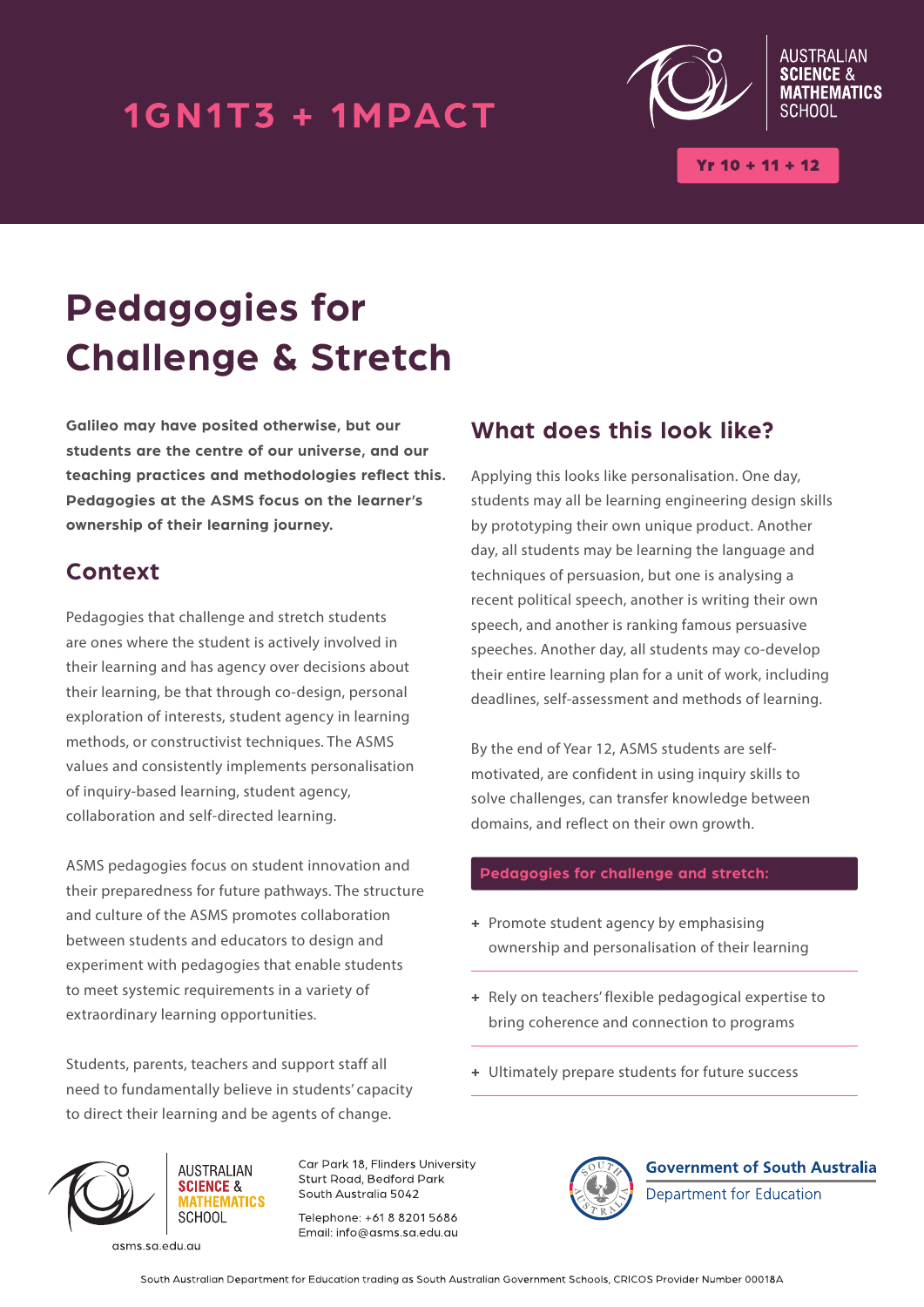1GN1T3 + 1MPACT

AUSTRALIAN SCIENCE & MATHEMATICS SCHOOL

Yr 10 + 11 + 12

# Pedagogies for Challenge & Stretch

**Galileo may have posited otherwise, but our students are the centre of our universe, and our teaching practices and methodologies reflect this. Pedagogies at the ASMS focus on the learner's ownership of their learning journey.**

## Context

Pedagogies that challenge and stretch students are ones where the student is actively involved in their learning and has agency over decisions about their learning, be that through co-design, personal exploration of interests, student agency in learning methods, or constructivist techniques. The ASMS values and consistently implements personalisation of inquiry-based learning, student agency, collaboration and self-directed learning.

ASMS pedagogies focus on student innovation and their preparedness for future pathways. The structure and culture of the ASMS promotes collaboration between students and educators to design and experiment with pedagogies that enable students to meet systemic requirements in a variety of extraordinary learning opportunities.

Students, parents, teachers and support staff all need to fundamentally believe in students' capacity to direct their learning and be agents of change.

## What does this look like?

Applying this looks like personalisation. One day, students may all be learning engineering design skills by prototyping their own unique product. Another day, all students may be learning the language and techniques of persuasion, but one is analysing a recent political speech, another is writing their own speech, and another is ranking famous persuasive speeches. Another day, all students may co-develop their entire learning plan for a unit of work, including deadlines, self-assessment and methods of learning.

By the end of Year 12, ASMS students are self-motivated, are confident in using inquiry skills to solve challenges, can transfer knowledge between domains, and reflect on their own growth.

**Pedagogies for challenge and stretch:**

+ Promote student agency by emphasising ownership and personalisation of their learning
+ Rely on teachers' flexible pedagogical expertise to bring coherence and connection to programs
+ Ultimately prepare students for future success

AUSTRALIAN SCIENCE & MATHEMATICS SCHOOL

asms.sa.edu.au

Car Park 18, Flinders University
Sturt Road, Bedford Park
South Australia 5042

Telephone: +61 8 8201 5686
Email: info@asms.sa.edu.au

Government of South Australia
Department for Education

South Australian Department for Education trading as South Australian Government Schools, CRICOS Provider Number 00018A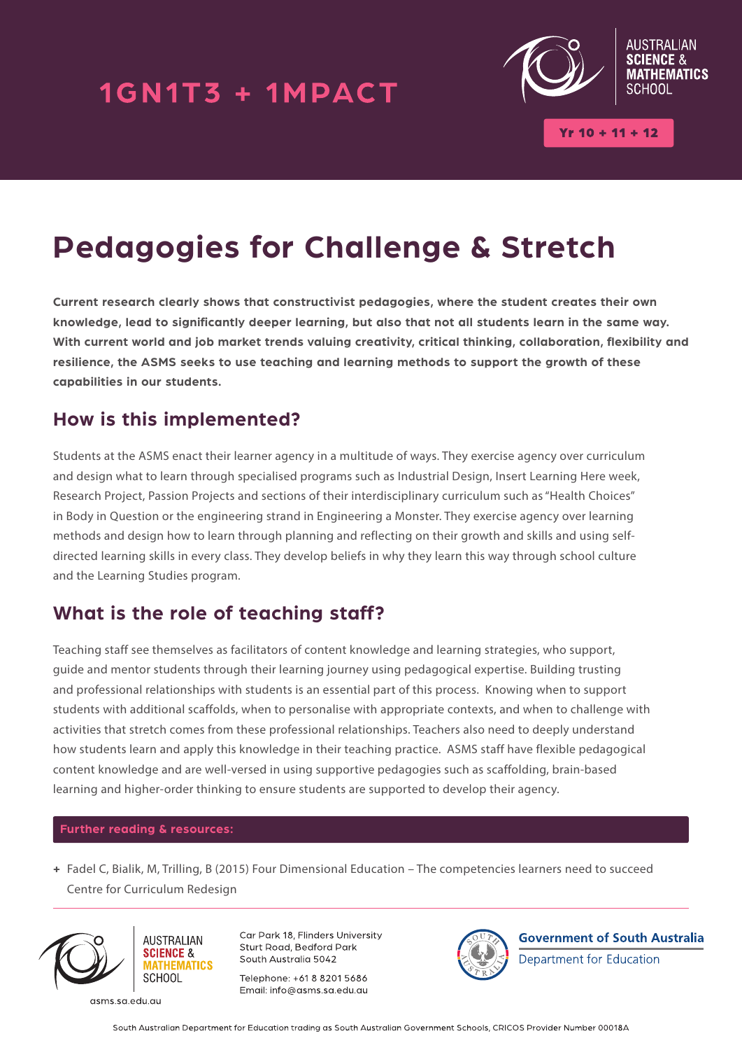1GN1T3 + 1MPACT

AUSTRALIAN SCIENCE & MATHEMATICS SCHOOL

Yr 10 + 11 + 12

# Pedagogies for Challenge & Stretch

**Current research clearly shows that constructivist pedagogies, where the student creates their own knowledge, lead to significantly deeper learning, but also that not all students learn in the same way. With current world and job market trends valuing creativity, critical thinking, collaboration, flexibility and resilience, the ASMS seeks to use teaching and learning methods to support the growth of these capabilities in our students.**

## How is this implemented?

Students at the ASMS enact their learner agency in a multitude of ways. They exercise agency over curriculum and design what to learn through specialised programs such as Industrial Design, Insert Learning Here week, Research Project, Passion Projects and sections of their interdisciplinary curriculum such as "Health Choices" in Body in Question or the engineering strand in Engineering a Monster. They exercise agency over learning methods and design how to learn through planning and reflecting on their growth and skills and using self-directed learning skills in every class. They develop beliefs in why they learn this way through school culture and the Learning Studies program.

## What is the role of teaching staff?

Teaching staff see themselves as facilitators of content knowledge and learning strategies, who support, guide and mentor students through their learning journey using pedagogical expertise. Building trusting and professional relationships with students is an essential part of this process. Knowing when to support students with additional scaffolds, when to personalise with appropriate contexts, and when to challenge with activities that stretch comes from these professional relationships. Teachers also need to deeply understand how students learn and apply this knowledge in their teaching practice. ASMS staff have flexible pedagogical content knowledge and are well-versed in using supportive pedagogies such as scaffolding, brain-based learning and higher-order thinking to ensure students are supported to develop their agency.

### Further reading & resources:

+ Fadel C, Bialik, M, Trilling, B (2015) Four Dimensional Education – The competencies learners need to succeed Centre for Curriculum Redesign

AUSTRALIAN SCIENCE & MATHEMATICS SCHOOL
asms.sa.edu.au

Car Park 18, Flinders University
Sturt Road, Bedford Park
South Australia 5042

Telephone: +61 8 8201 5686
Email: info@asms.sa.edu.au

Government of South Australia
Department for Education

South Australian Department for Education trading as South Australian Government Schools, CRICOS Provider Number 00018A